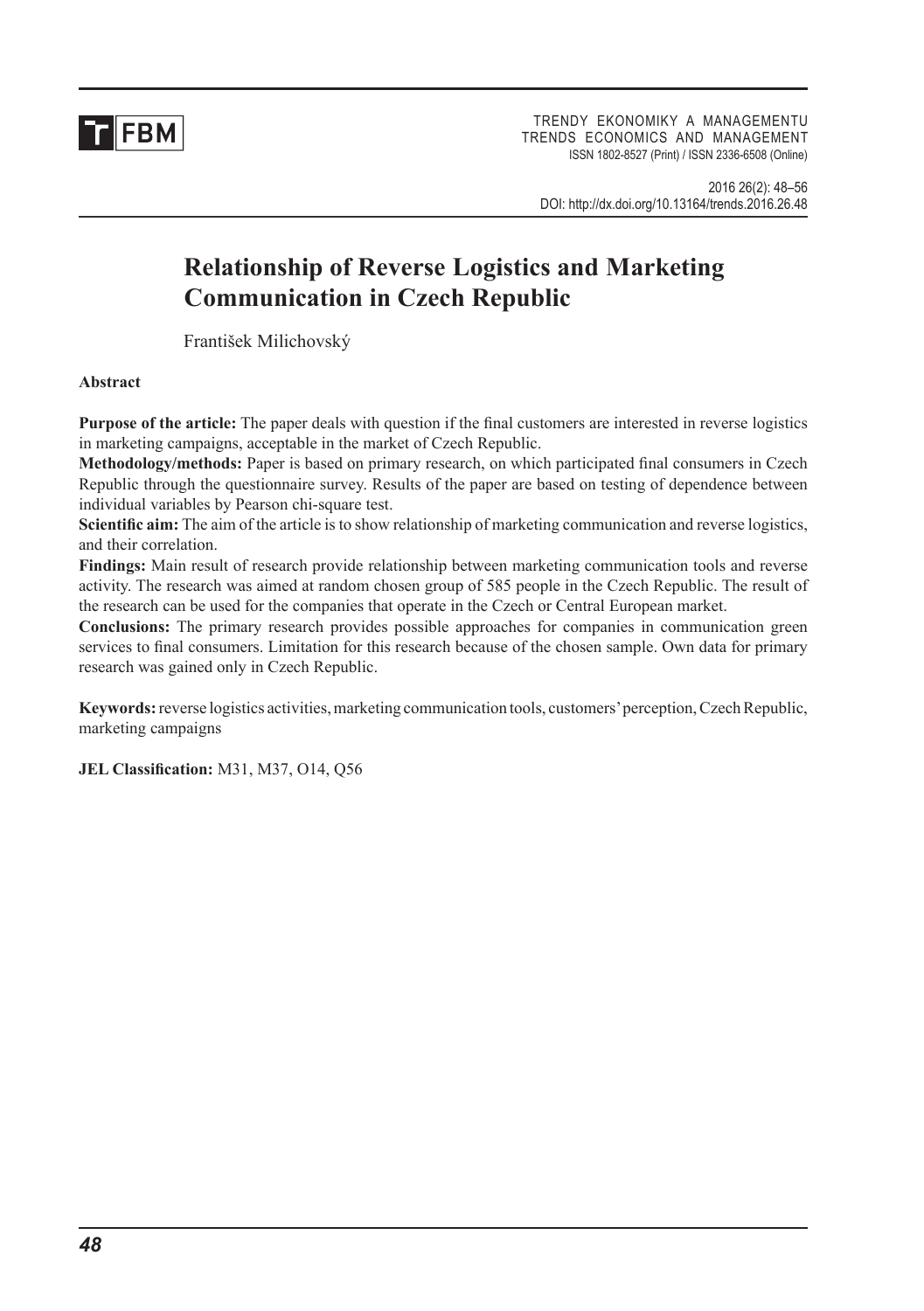# Relationship of Reverse Logistics and Marketing Communication in Czech Republic

František Milichovský

**Abstract**

**Purpose of the article:** The paper deals with question if the final customers are interested in reverse logistics in marketing campaigns, acceptable in the market of Czech Republic.

**Methodology/methods:** Paper is based on primary research, on which participated final consumers in Czech Republic through the questionnaire survey. Results of the paper are based on testing of dependence between individual variables by Pearson chi-square test.

**Scientific aim:** The aim of the article is to show relationship of marketing communication and reverse logistics, and their correlation.

**Findings:** Main result of research provide relationship between marketing communication tools and reverse activity. The research was aimed at random chosen group of 585 people in the Czech Republic. The result of the research can be used for the companies that operate in the Czech or Central European market.

**Conclusions:** The primary research provides possible approaches for companies in communication green services to final consumers. Limitation for this research because of the chosen sample. Own data for primary research was gained only in Czech Republic.

**Keywords:** reverse logistics activities, marketing communication tools, customers' perception, Czech Republic, marketing campaigns

**JEL Classification:** M31, M37, O14, Q56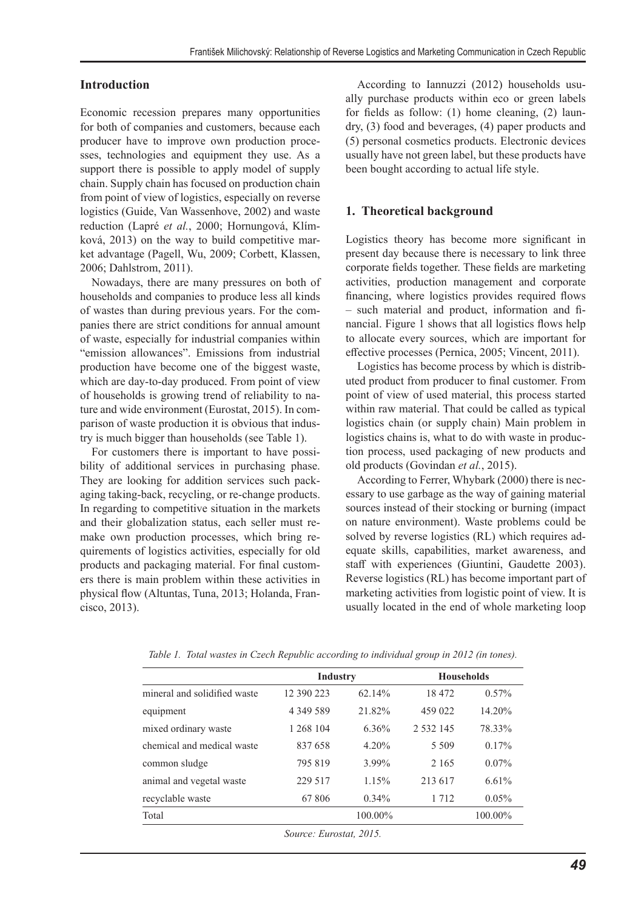## Introduction

Economic recession prepares many opportunities for both of companies and customers, because each producer have to improve own production processes, technologies and equipment they use. As a support there is possible to apply model of supply chain. Supply chain has focused on production chain from point of view of logistics, especially on reverse logistics (Guide, Van Wassenhove, 2002) and waste reduction (Lapré *et al.*, 2000; Hornungová, Klímková, 2013) on the way to build competitive market advantage (Pagell, Wu, 2009; Corbett, Klassen, 2006; Dahlstrom, 2011).

Nowadays, there are many pressures on both of households and companies to produce less all kinds of wastes than during previous years. For the companies there are strict conditions for annual amount of waste, especially for industrial companies within "emission allowances". Emissions from industrial production have become one of the biggest waste, which are day-to-day produced. From point of view of households is growing trend of reliability to nature and wide environment (Eurostat, 2015). In comparison of waste production it is obvious that industry is much bigger than households (see Table 1).

For customers there is important to have possibility of additional services in purchasing phase. They are looking for addition services such packaging taking-back, recycling, or re-change products. In regarding to competitive situation in the markets and their globalization status, each seller must remake own production processes, which bring requirements of logistics activities, especially for old products and packaging material. For final customers there is main problem within these activities in physical flow (Altuntas, Tuna, 2013; Holanda, Francisco, 2013).

According to Iannuzzi (2012) households usually purchase products within eco or green labels for fields as follow: (1) home cleaning, (2) laundry, (3) food and beverages, (4) paper products and (5) personal cosmetics products. Electronic devices usually have not green label, but these products have been bought according to actual life style.

## 1. Theoretical background

Logistics theory has become more significant in present day because there is necessary to link three corporate fields together. These fields are marketing activities, production management and corporate financing, where logistics provides required flows – such material and product, information and financial. Figure 1 shows that all logistics flows help to allocate every sources, which are important for effective processes (Pernica, 2005; Vincent, 2011).

Logistics has become process by which is distributed product from producer to final customer. From point of view of used material, this process started within raw material. That could be called as typical logistics chain (or supply chain) Main problem in logistics chains is, what to do with waste in production process, used packaging of new products and old products (Govindan *et al.*, 2015).

According to Ferrer, Whybark (2000) there is necessary to use garbage as the way of gaining material sources instead of their stocking or burning (impact on nature environment). Waste problems could be solved by reverse logistics (RL) which requires adequate skills, capabilities, market awareness, and staff with experiences (Giuntini, Gaudette 2003). Reverse logistics (RL) has become important part of marketing activities from logistic point of view. It is usually located in the end of whole marketing loop

*Table 1. Total wastes in Czech Republic according to individual group in 2012 (in tones).*

| | Industry | | Households | |
|---|---|---|---|---|
| mineral and solidified waste | 12 390 223 | 62.14% | 18 472 | 0.57% |
| equipment | 4 349 589 | 21.82% | 459 022 | 14.20% |
| mixed ordinary waste | 1 268 104 | 6.36% | 2 532 145 | 78.33% |
| chemical and medical waste | 837 658 | 4.20% | 5 509 | 0.17% |
| common sludge | 795 819 | 3.99% | 2 165 | 0.07% |
| animal and vegetal waste | 229 517 | 1.15% | 213 617 | 6.61% |
| recyclable waste | 67 806 | 0.34% | 1 712 | 0.05% |
| Total | | 100.00% | | 100.00% |

*Source: Eurostat, 2015.*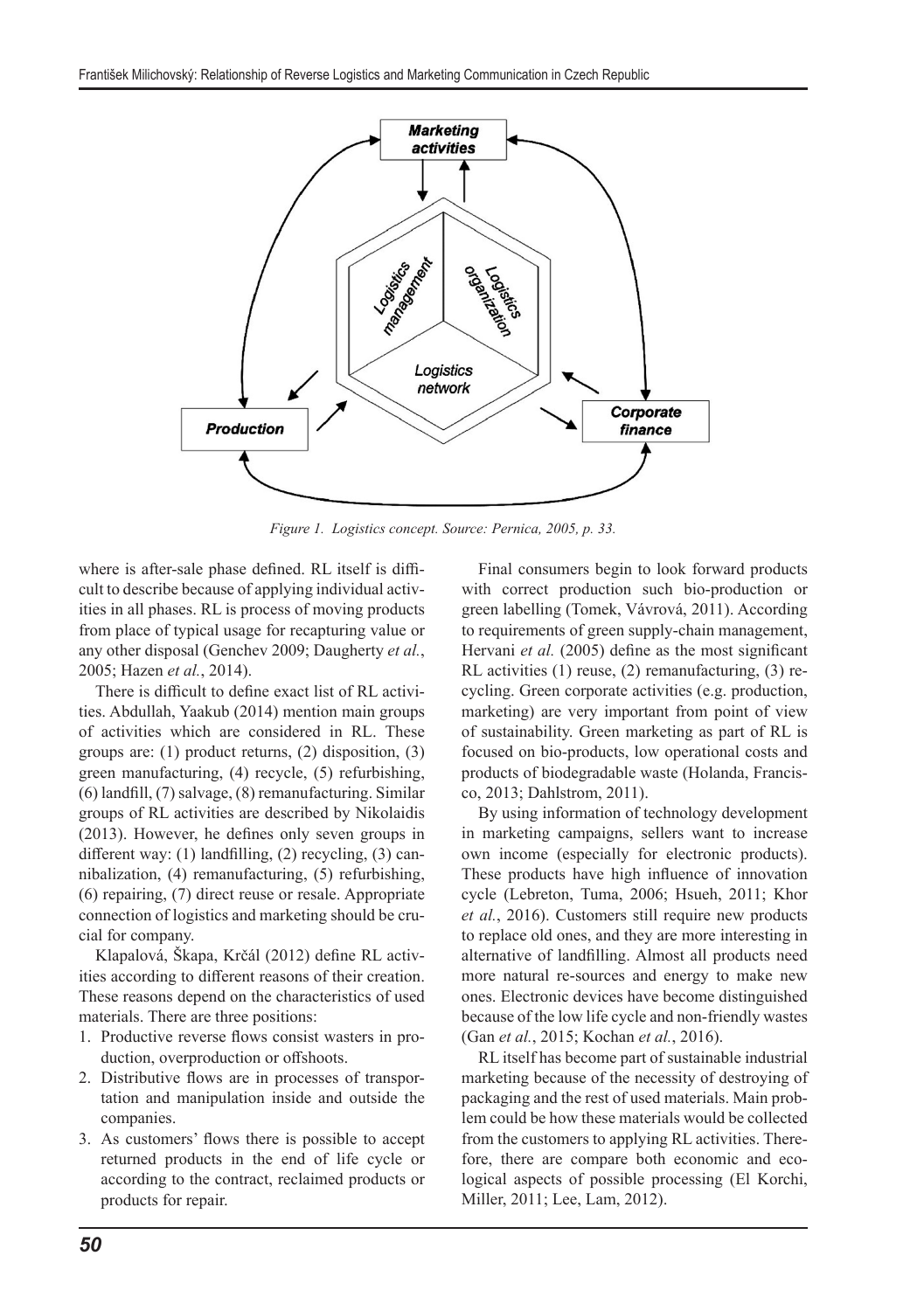Marketing activities

Logistics management

Logistics organization

Logistics network

Production

Corporate finance

*Figure 1. Logistics concept. Source: Pernica, 2005, p. 33.*

where is after-sale phase defined. RL itself is difficult to describe because of applying individual activities in all phases. RL is process of moving products from place of typical usage for recapturing value or any other disposal (Genchev 2009; Daugherty *et al.*, 2005; Hazen *et al.*, 2014).

There is difficult to define exact list of RL activities. Abdullah, Yaakub (2014) mention main groups of activities which are considered in RL. These groups are: (1) product returns, (2) disposition, (3) green manufacturing, (4) recycle, (5) refurbishing, (6) landfill, (7) salvage, (8) remanufacturing. Similar groups of RL activities are described by Nikolaidis (2013). However, he defines only seven groups in different way: (1) landfilling, (2) recycling, (3) cannibalization, (4) remanufacturing, (5) refurbishing, (6) repairing, (7) direct reuse or resale. Appropriate connection of logistics and marketing should be crucial for company.

Klapalová, Škapa, Krčál (2012) define RL activities according to different reasons of their creation. These reasons depend on the characteristics of used materials. There are three positions:

1. Productive reverse flows consist wasters in production, overproduction or offshoots.
2. Distributive flows are in processes of transportation and manipulation inside and outside the companies.
3. As customers' flows there is possible to accept returned products in the end of life cycle or according to the contract, reclaimed products or products for repair.

Final consumers begin to look forward products with correct production such bio-production or green labelling (Tomek, Vávrová, 2011). According to requirements of green supply-chain management, Hervani *et al.* (2005) define as the most significant RL activities (1) reuse, (2) remanufacturing, (3) recycling. Green corporate activities (e.g. production, marketing) are very important from point of view of sustainability. Green marketing as part of RL is focused on bio-products, low operational costs and products of biodegradable waste (Holanda, Francisco, 2013; Dahlstrom, 2011).

By using information of technology development in marketing campaigns, sellers want to increase own income (especially for electronic products). These products have high influence of innovation cycle (Lebreton, Tuma, 2006; Hsueh, 2011; Khor *et al.*, 2016). Customers still require new products to replace old ones, and they are more interesting in alternative of landfilling. Almost all products need more natural re-sources and energy to make new ones. Electronic devices have become distinguished because of the low life cycle and non-friendly wastes (Gan *et al.*, 2015; Kochan *et al.*, 2016).

RL itself has become part of sustainable industrial marketing because of the necessity of destroying of packaging and the rest of used materials. Main problem could be how these materials would be collected from the customers to applying RL activities. Therefore, there are compare both economic and ecological aspects of possible processing (El Korchi, Miller, 2011; Lee, Lam, 2012).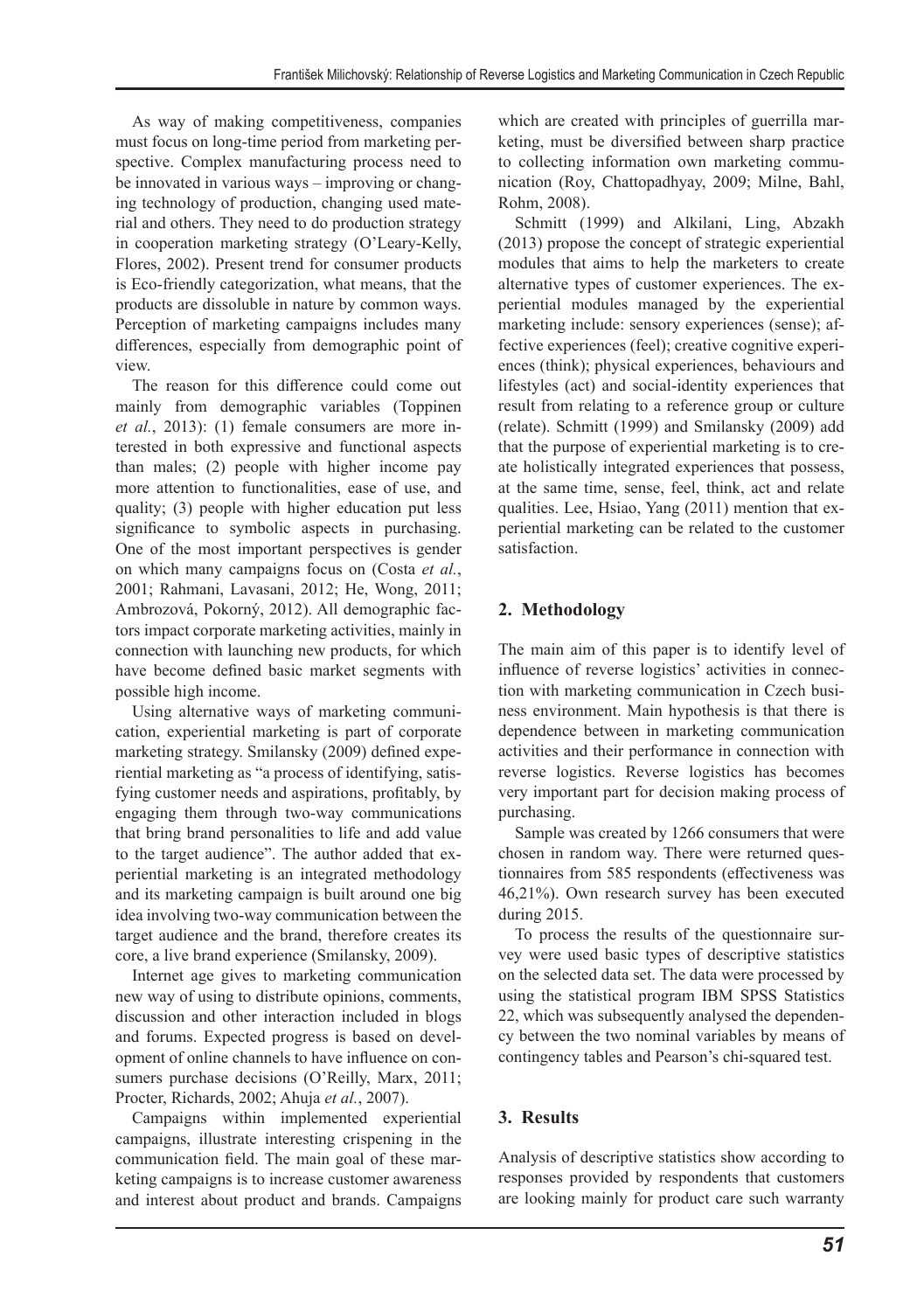As way of making competitiveness, companies must focus on long-time period from marketing perspective. Complex manufacturing process need to be innovated in various ways – improving or changing technology of production, changing used material and others. They need to do production strategy in cooperation marketing strategy (O'Leary-Kelly, Flores, 2002). Present trend for consumer products is Eco-friendly categorization, what means, that the products are dissoluble in nature by common ways. Perception of marketing campaigns includes many differences, especially from demographic point of view.

The reason for this difference could come out mainly from demographic variables (Toppinen *et al.*, 2013): (1) female consumers are more interested in both expressive and functional aspects than males; (2) people with higher income pay more attention to functionalities, ease of use, and quality; (3) people with higher education put less significance to symbolic aspects in purchasing. One of the most important perspectives is gender on which many campaigns focus on (Costa *et al.*, 2001; Rahmani, Lavasani, 2012; He, Wong, 2011; Ambrozová, Pokorný, 2012). All demographic factors impact corporate marketing activities, mainly in connection with launching new products, for which have become defined basic market segments with possible high income.

Using alternative ways of marketing communication, experiential marketing is part of corporate marketing strategy. Smilansky (2009) defined experiential marketing as "a process of identifying, satisfying customer needs and aspirations, profitably, by engaging them through two-way communications that bring brand personalities to life and add value to the target audience". The author added that experiential marketing is an integrated methodology and its marketing campaign is built around one big idea involving two-way communication between the target audience and the brand, therefore creates its core, a live brand experience (Smilansky, 2009).

Internet age gives to marketing communication new way of using to distribute opinions, comments, discussion and other interaction included in blogs and forums. Expected progress is based on development of online channels to have influence on consumers purchase decisions (O'Reilly, Marx, 2011; Procter, Richards, 2002; Ahuja *et al.*, 2007).

Campaigns within implemented experiential campaigns, illustrate interesting crispening in the communication field. The main goal of these marketing campaigns is to increase customer awareness and interest about product and brands. Campaigns which are created with principles of guerrilla marketing, must be diversified between sharp practice to collecting information own marketing communication (Roy, Chattopadhyay, 2009; Milne, Bahl, Rohm, 2008).

Schmitt (1999) and Alkilani, Ling, Abzakh (2013) propose the concept of strategic experiential modules that aims to help the marketers to create alternative types of customer experiences. The experiential modules managed by the experiential marketing include: sensory experiences (sense); affective experiences (feel); creative cognitive experiences (think); physical experiences, behaviours and lifestyles (act) and social-identity experiences that result from relating to a reference group or culture (relate). Schmitt (1999) and Smilansky (2009) add that the purpose of experiential marketing is to create holistically integrated experiences that possess, at the same time, sense, feel, think, act and relate qualities. Lee, Hsiao, Yang (2011) mention that experiential marketing can be related to the customer satisfaction.

## 2. Methodology

The main aim of this paper is to identify level of influence of reverse logistics' activities in connection with marketing communication in Czech business environment. Main hypothesis is that there is dependence between in marketing communication activities and their performance in connection with reverse logistics. Reverse logistics has becomes very important part for decision making process of purchasing.

Sample was created by 1266 consumers that were chosen in random way. There were returned questionnaires from 585 respondents (effectiveness was 46,21%). Own research survey has been executed during 2015.

To process the results of the questionnaire survey were used basic types of descriptive statistics on the selected data set. The data were processed by using the statistical program IBM SPSS Statistics 22, which was subsequently analysed the dependency between the two nominal variables by means of contingency tables and Pearson's chi-squared test.

## 3. Results

Analysis of descriptive statistics show according to responses provided by respondents that customers are looking mainly for product care such warranty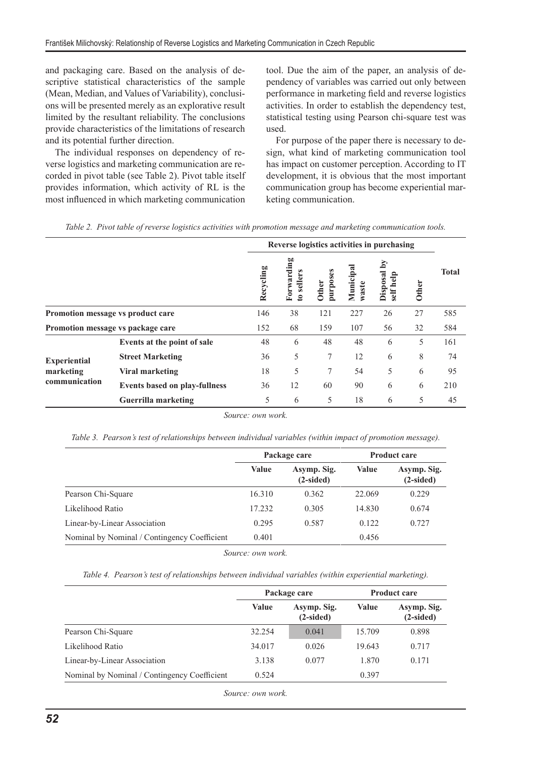and packaging care. Based on the analysis of descriptive statistical characteristics of the sample (Mean, Median, and Values of Variability), conclusions will be presented merely as an explorative result limited by the resultant reliability. The conclusions provide characteristics of the limitations of research and its potential further direction.

The individual responses on dependency of reverse logistics and marketing communication are recorded in pivot table (see Table 2). Pivot table itself provides information, which activity of RL is the most influenced in which marketing communication tool. Due the aim of the paper, an analysis of dependency of variables was carried out only between performance in marketing field and reverse logistics activities. In order to establish the dependency test, statistical testing using Pearson chi-square test was used.

For purpose of the paper there is necessary to design, what kind of marketing communication tool has impact on customer perception. According to IT development, it is obvious that the most important communication group has become experiential marketing communication.

*Table 2. Pivot table of reverse logistics activities with promotion message and marketing communication tools.*

| | | Reverse logistics activities in purchasing | | | | | | |
|---|---|---|---|---|---|---|---|---|
| | | **Recycling** | **Forwarding to sellers** | **Other purposes** | **Municipal waste** | **Disposal by self help** | **Other** | **Total** |
| **Promotion message vs product care** | | 146 | 38 | 121 | 227 | 26 | 27 | 585 |
| **Promotion message vs package care** | | 152 | 68 | 159 | 107 | 56 | 32 | 584 |
| **Experiential marketing communication** | **Events at the point of sale** | 48 | 6 | 48 | 48 | 6 | 5 | 161 |
| | **Street Marketing** | 36 | 5 | 7 | 12 | 6 | 8 | 74 |
| | **Viral marketing** | 18 | 5 | 7 | 54 | 5 | 6 | 95 |
| | **Events based on play-fullness** | 36 | 12 | 60 | 90 | 6 | 6 | 210 |
| | **Guerrilla marketing** | 5 | 6 | 5 | 18 | 6 | 5 | 45 |

*Source: own work.*

*Table 3. Pearson's test of relationships between individual variables (within impact of promotion message).*

| | Package care | | Product care | |
|---|---|---|---|---|
| | **Value** | **Asymp. Sig. (2-sided)** | **Value** | **Asymp. Sig. (2-sided)** |
| Pearson Chi-Square | 16.310 | 0.362 | 22.069 | 0.229 |
| Likelihood Ratio | 17.232 | 0.305 | 14.830 | 0.674 |
| Linear-by-Linear Association | 0.295 | 0.587 | 0.122 | 0.727 |
| Nominal by Nominal / Contingency Coefficient | 0.401 | | 0.456 | |

*Source: own work.*

*Table 4. Pearson's test of relationships between individual variables (within experiential marketing).*

| | Package care | | Product care | |
|---|---|---|---|---|
| | **Value** | **Asymp. Sig. (2-sided)** | **Value** | **Asymp. Sig. (2-sided)** |
| Pearson Chi-Square | 32.254 | 0.041 | 15.709 | 0.898 |
| Likelihood Ratio | 34.017 | 0.026 | 19.643 | 0.717 |
| Linear-by-Linear Association | 3.138 | 0.077 | 1.870 | 0.171 |
| Nominal by Nominal / Contingency Coefficient | 0.524 | | 0.397 | |

*Source: own work.*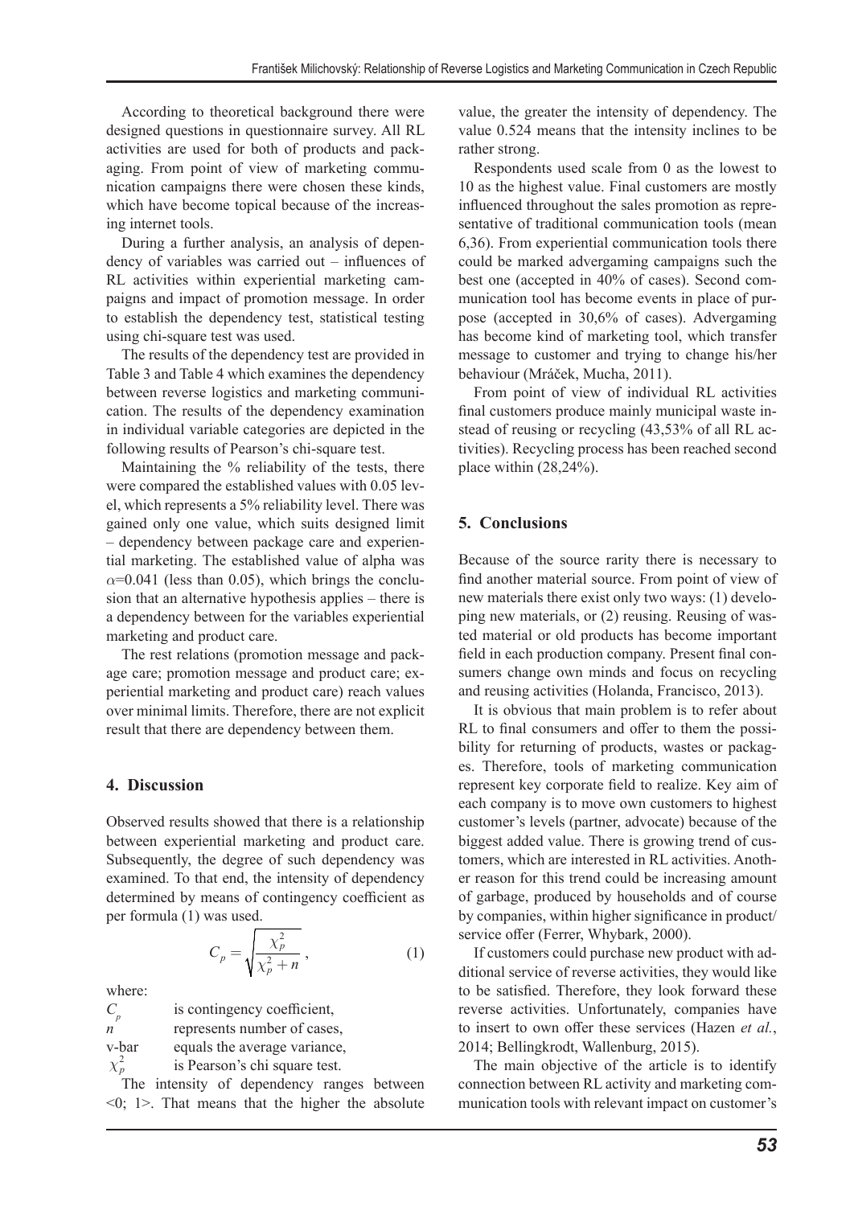According to theoretical background there were designed questions in questionnaire survey. All RL activities are used for both of products and packaging. From point of view of marketing communication campaigns there were chosen these kinds, which have become topical because of the increasing internet tools.

During a further analysis, an analysis of dependency of variables was carried out – influences of RL activities within experiential marketing campaigns and impact of promotion message. In order to establish the dependency test, statistical testing using chi-square test was used.

The results of the dependency test are provided in Table 3 and Table 4 which examines the dependency between reverse logistics and marketing communication. The results of the dependency examination in individual variable categories are depicted in the following results of Pearson's chi-square test.

Maintaining the % reliability of the tests, there were compared the established values with 0.05 level, which represents a 5% reliability level. There was gained only one value, which suits designed limit – dependency between package care and experiential marketing. The established value of alpha was $\alpha$=0.041 (less than 0.05), which brings the conclusion that an alternative hypothesis applies – there is a dependency between for the variables experiential marketing and product care.

The rest relations (promotion message and package care; promotion message and product care; experiential marketing and product care) reach values over minimal limits. Therefore, there are not explicit result that there are dependency between them.

## 4. Discussion

Observed results showed that there is a relationship between experiential marketing and product care. Subsequently, the degree of such dependency was examined. To that end, the intensity of dependency determined by means of contingency coefficient as per formula (1) was used.

$$C_p = \sqrt{\frac{\chi_p^2}{\chi_p^2 + n}}\,, \qquad (1)$$

where:

$C_p$ is contingency coefficient,
$n$ represents number of cases,
v-bar equals the average variance,
$\chi_p^2$ is Pearson's chi square test.

The intensity of dependency ranges between <0; 1>. That means that the higher the absolute value, the greater the intensity of dependency. The value 0.524 means that the intensity inclines to be rather strong.

Respondents used scale from 0 as the lowest to 10 as the highest value. Final customers are mostly influenced throughout the sales promotion as representative of traditional communication tools (mean 6,36). From experiential communication tools there could be marked advergaming campaigns such the best one (accepted in 40% of cases). Second communication tool has become events in place of purpose (accepted in 30,6% of cases). Advergaming has become kind of marketing tool, which transfer message to customer and trying to change his/her behaviour (Mráček, Mucha, 2011).

From point of view of individual RL activities final customers produce mainly municipal waste instead of reusing or recycling (43,53% of all RL activities). Recycling process has been reached second place within (28,24%).

## 5. Conclusions

Because of the source rarity there is necessary to find another material source. From point of view of new materials there exist only two ways: (1) developing new materials, or (2) reusing. Reusing of wasted material or old products has become important field in each production company. Present final consumers change own minds and focus on recycling and reusing activities (Holanda, Francisco, 2013).

It is obvious that main problem is to refer about RL to final consumers and offer to them the possibility for returning of products, wastes or packages. Therefore, tools of marketing communication represent key corporate field to realize. Key aim of each company is to move own customers to highest customer's levels (partner, advocate) because of the biggest added value. There is growing trend of customers, which are interested in RL activities. Another reason for this trend could be increasing amount of garbage, produced by households and of course by companies, within higher significance in product/service offer (Ferrer, Whybark, 2000).

If customers could purchase new product with additional service of reverse activities, they would like to be satisfied. Therefore, they look forward these reverse activities. Unfortunately, companies have to insert to own offer these services (Hazen *et al.*, 2014; Bellingkrodt, Wallenburg, 2015).

The main objective of the article is to identify connection between RL activity and marketing communication tools with relevant impact on customer's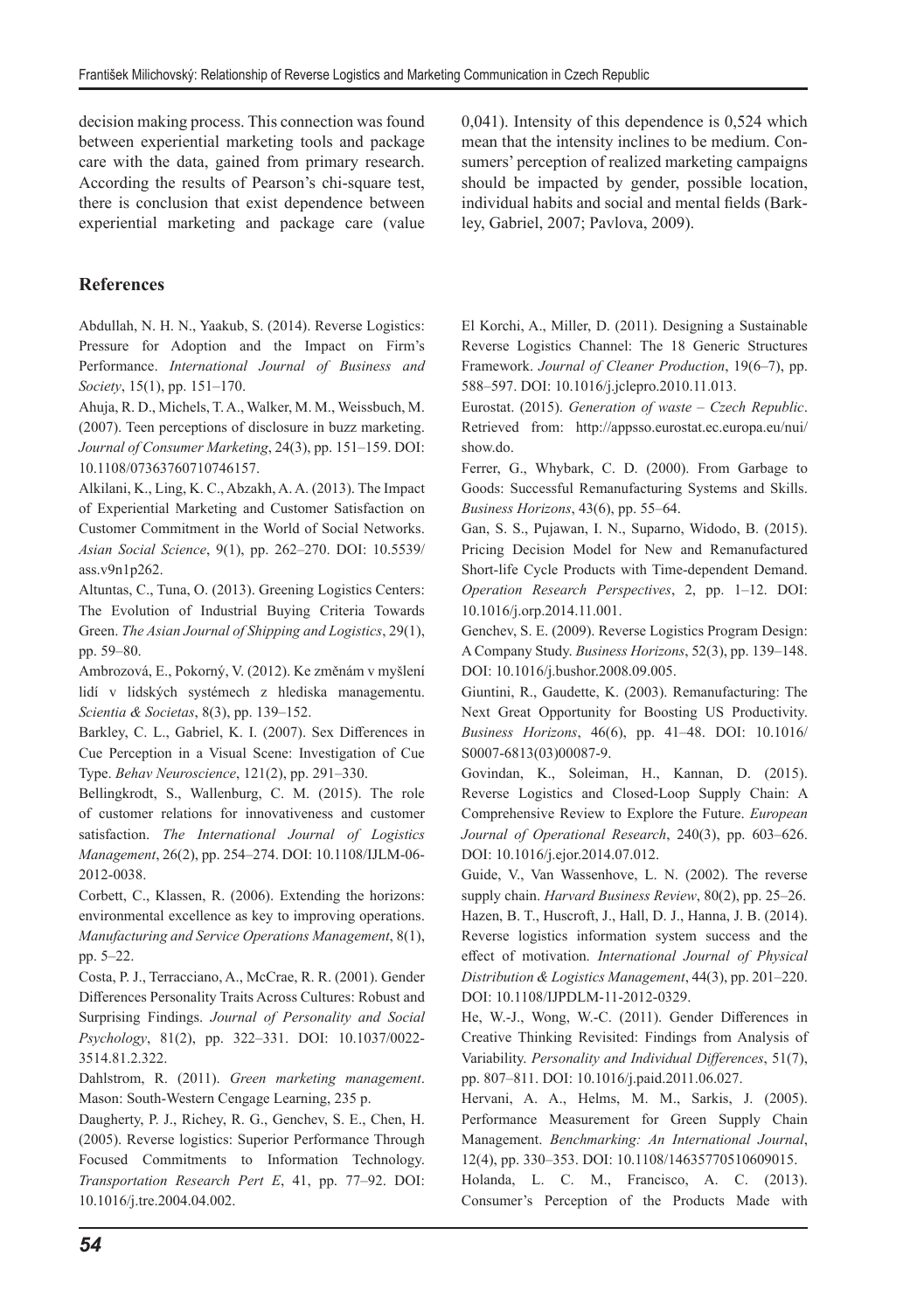decision making process. This connection was found between experiential marketing tools and package care with the data, gained from primary research. According the results of Pearson's chi-square test, there is conclusion that exist dependence between experiential marketing and package care (value 0,041). Intensity of this dependence is 0,524 which mean that the intensity inclines to be medium. Consumers' perception of realized marketing campaigns should be impacted by gender, possible location, individual habits and social and mental fields (Barkley, Gabriel, 2007; Pavlova, 2009).

## References

Abdullah, N. H. N., Yaakub, S. (2014). Reverse Logistics: Pressure for Adoption and the Impact on Firm's Performance. *International Journal of Business and Society*, 15(1), pp. 151–170.

Ahuja, R. D., Michels, T. A., Walker, M. M., Weissbuch, M. (2007). Teen perceptions of disclosure in buzz marketing. *Journal of Consumer Marketing*, 24(3), pp. 151–159. DOI: 10.1108/07363760710746157.

Alkilani, K., Ling, K. C., Abzakh, A. A. (2013). The Impact of Experiential Marketing and Customer Satisfaction on Customer Commitment in the World of Social Networks. *Asian Social Science*, 9(1), pp. 262–270. DOI: 10.5539/ass.v9n1p262.

Altuntas, C., Tuna, O. (2013). Greening Logistics Centers: The Evolution of Industrial Buying Criteria Towards Green. *The Asian Journal of Shipping and Logistics*, 29(1), pp. 59–80.

Ambrozová, E., Pokorný, V. (2012). Ke změnám v myšlení lidí v lidských systémech z hlediska managementu. *Scientia & Societas*, 8(3), pp. 139–152.

Barkley, C. L., Gabriel, K. I. (2007). Sex Differences in Cue Perception in a Visual Scene: Investigation of Cue Type. *Behav Neuroscience*, 121(2), pp. 291–330.

Bellingkrodt, S., Wallenburg, C. M. (2015). The role of customer relations for innovativeness and customer satisfaction. *The International Journal of Logistics Management*, 26(2), pp. 254–274. DOI: 10.1108/IJLM-06-2012-0038.

Corbett, C., Klassen, R. (2006). Extending the horizons: environmental excellence as key to improving operations. *Manufacturing and Service Operations Management*, 8(1), pp. 5–22.

Costa, P. J., Terracciano, A., McCrae, R. R. (2001). Gender Differences Personality Traits Across Cultures: Robust and Surprising Findings. *Journal of Personality and Social Psychology*, 81(2), pp. 322–331. DOI: 10.1037/0022-3514.81.2.322.

Dahlstrom, R. (2011). *Green marketing management*. Mason: South-Western Cengage Learning, 235 p.

Daugherty, P. J., Richey, R. G., Genchev, S. E., Chen, H. (2005). Reverse logistics: Superior Performance Through Focused Commitments to Information Technology. *Transportation Research Pert E*, 41, pp. 77–92. DOI: 10.1016/j.tre.2004.04.002.

El Korchi, A., Miller, D. (2011). Designing a Sustainable Reverse Logistics Channel: The 18 Generic Structures Framework. *Journal of Cleaner Production*, 19(6–7), pp. 588–597. DOI: 10.1016/j.jclepro.2010.11.013.

Eurostat. (2015). *Generation of waste – Czech Republic*. Retrieved from: http://appsso.eurostat.ec.europa.eu/nui/show.do.

Ferrer, G., Whybark, C. D. (2000). From Garbage to Goods: Successful Remanufacturing Systems and Skills. *Business Horizons*, 43(6), pp. 55–64.

Gan, S. S., Pujawan, I. N., Suparno, Widodo, B. (2015). Pricing Decision Model for New and Remanufactured Short-life Cycle Products with Time-dependent Demand. *Operation Research Perspectives*, 2, pp. 1–12. DOI: 10.1016/j.orp.2014.11.001.

Genchev, S. E. (2009). Reverse Logistics Program Design: A Company Study. *Business Horizons*, 52(3), pp. 139–148. DOI: 10.1016/j.bushor.2008.09.005.

Giuntini, R., Gaudette, K. (2003). Remanufacturing: The Next Great Opportunity for Boosting US Productivity. *Business Horizons*, 46(6), pp. 41–48. DOI: 10.1016/S0007-6813(03)00087-9.

Govindan, K., Soleiman, H., Kannan, D. (2015). Reverse Logistics and Closed-Loop Supply Chain: A Comprehensive Review to Explore the Future. *European Journal of Operational Research*, 240(3), pp. 603–626. DOI: 10.1016/j.ejor.2014.07.012.

Guide, V., Van Wassenhove, L. N. (2002). The reverse supply chain. *Harvard Business Review*, 80(2), pp. 25–26.

Hazen, B. T., Huscroft, J., Hall, D. J., Hanna, J. B. (2014). Reverse logistics information system success and the effect of motivation. *International Journal of Physical Distribution & Logistics Management*, 44(3), pp. 201–220. DOI: 10.1108/IJPDLM-11-2012-0329.

He, W.-J., Wong, W.-C. (2011). Gender Differences in Creative Thinking Revisited: Findings from Analysis of Variability. *Personality and Individual Differences*, 51(7), pp. 807–811. DOI: 10.1016/j.paid.2011.06.027.

Hervani, A. A., Helms, M. M., Sarkis, J. (2005). Performance Measurement for Green Supply Chain Management. *Benchmarking: An International Journal*, 12(4), pp. 330–353. DOI: 10.1108/14635770510609015.

Holanda, L. C. M., Francisco, A. C. (2013). Consumer's Perception of the Products Made with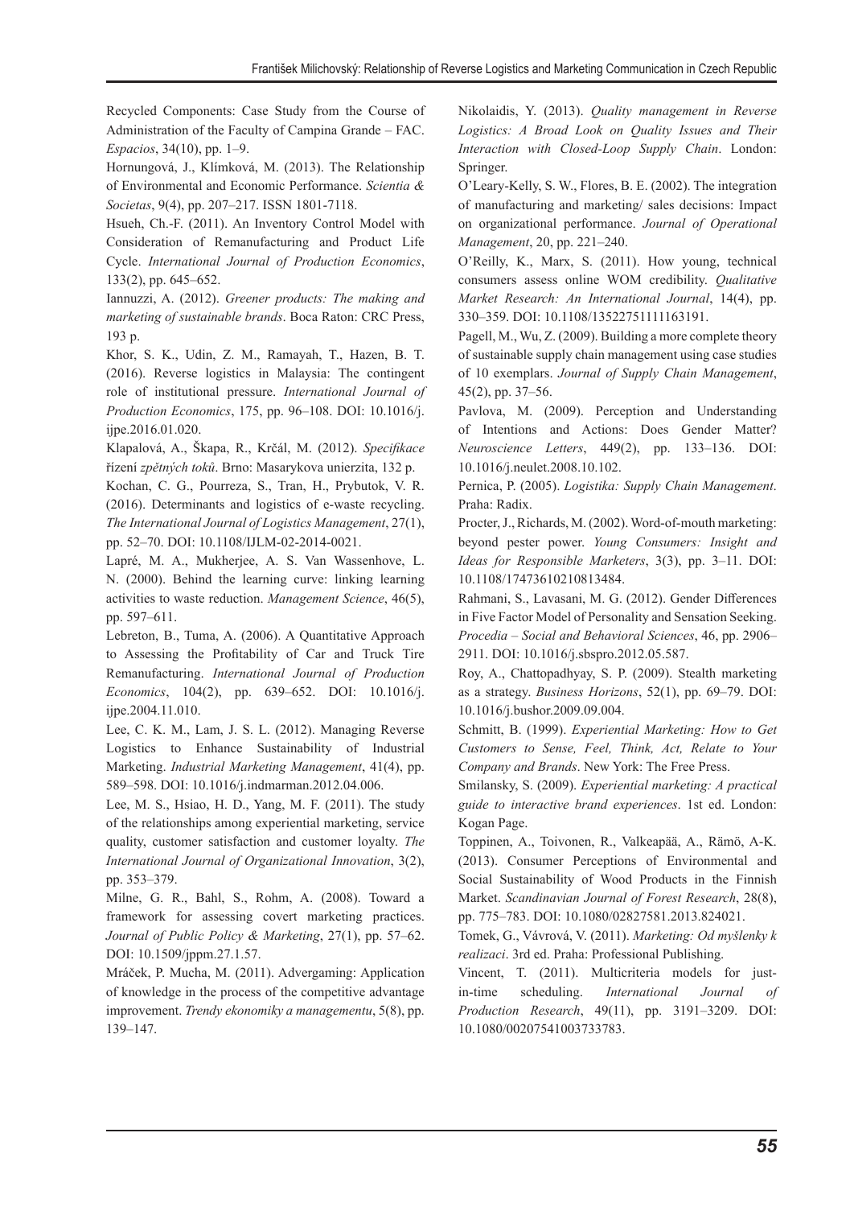Recycled Components: Case Study from the Course of Administration of the Faculty of Campina Grande – FAC. *Espacios*, 34(10), pp. 1–9.

Hornungová, J., Klímková, M. (2013). The Relationship of Environmental and Economic Performance. *Scientia & Societas*, 9(4), pp. 207–217. ISSN 1801-7118.

Hsueh, Ch.-F. (2011). An Inventory Control Model with Consideration of Remanufacturing and Product Life Cycle. *International Journal of Production Economics*, 133(2), pp. 645–652.

Iannuzzi, A. (2012). *Greener products: The making and marketing of sustainable brands*. Boca Raton: CRC Press, 193 p.

Khor, S. K., Udin, Z. M., Ramayah, T., Hazen, B. T. (2016). Reverse logistics in Malaysia: The contingent role of institutional pressure. *International Journal of Production Economics*, 175, pp. 96–108. DOI: 10.1016/j.ijpe.2016.01.020.

Klapalová, A., Škapa, R., Krčál, M. (2012). *Specifikace řízení zpětných toků*. Brno: Masarykova unierzita, 132 p.

Kochan, C. G., Pourreza, S., Tran, H., Prybutok, V. R. (2016). Determinants and logistics of e-waste recycling. *The International Journal of Logistics Management*, 27(1), pp. 52–70. DOI: 10.1108/IJLM-02-2014-0021.

Lapré, M. A., Mukherjee, A. S. Van Wassenhove, L. N. (2000). Behind the learning curve: linking learning activities to waste reduction. *Management Science*, 46(5), pp. 597–611.

Lebreton, B., Tuma, A. (2006). A Quantitative Approach to Assessing the Profitability of Car and Truck Tire Remanufacturing. *International Journal of Production Economics*, 104(2), pp. 639–652. DOI: 10.1016/j.ijpe.2004.11.010.

Lee, C. K. M., Lam, J. S. L. (2012). Managing Reverse Logistics to Enhance Sustainability of Industrial Marketing. *Industrial Marketing Management*, 41(4), pp. 589–598. DOI: 10.1016/j.indmarman.2012.04.006.

Lee, M. S., Hsiao, H. D., Yang, M. F. (2011). The study of the relationships among experiential marketing, service quality, customer satisfaction and customer loyalty. *The International Journal of Organizational Innovation*, 3(2), pp. 353–379.

Milne, G. R., Bahl, S., Rohm, A. (2008). Toward a framework for assessing covert marketing practices. *Journal of Public Policy & Marketing*, 27(1), pp. 57–62. DOI: 10.1509/jppm.27.1.57.

Mráček, P. Mucha, M. (2011). Advergaming: Application of knowledge in the process of the competitive advantage improvement. *Trendy ekonomiky a managementu*, 5(8), pp. 139–147.

Nikolaidis, Y. (2013). *Quality management in Reverse Logistics: A Broad Look on Quality Issues and Their Interaction with Closed-Loop Supply Chain*. London: Springer.

O'Leary-Kelly, S. W., Flores, B. E. (2002). The integration of manufacturing and marketing/ sales decisions: Impact on organizational performance. *Journal of Operational Management*, 20, pp. 221–240.

O'Reilly, K., Marx, S. (2011). How young, technical consumers assess online WOM credibility. *Qualitative Market Research: An International Journal*, 14(4), pp. 330–359. DOI: 10.1108/13522751111163191.

Pagell, M., Wu, Z. (2009). Building a more complete theory of sustainable supply chain management using case studies of 10 exemplars. *Journal of Supply Chain Management*, 45(2), pp. 37–56.

Pavlova, M. (2009). Perception and Understanding of Intentions and Actions: Does Gender Matter? *Neuroscience Letters*, 449(2), pp. 133–136. DOI: 10.1016/j.neulet.2008.10.102.

Pernica, P. (2005). *Logistika: Supply Chain Management*. Praha: Radix.

Procter, J., Richards, M. (2002). Word-of-mouth marketing: beyond pester power. *Young Consumers: Insight and Ideas for Responsible Marketers*, 3(3), pp. 3–11. DOI: 10.1108/17473610210813484.

Rahmani, S., Lavasani, M. G. (2012). Gender Differences in Five Factor Model of Personality and Sensation Seeking. *Procedia – Social and Behavioral Sciences*, 46, pp. 2906–2911. DOI: 10.1016/j.sbspro.2012.05.587.

Roy, A., Chattopadhyay, S. P. (2009). Stealth marketing as a strategy. *Business Horizons*, 52(1), pp. 69–79. DOI: 10.1016/j.bushor.2009.09.004.

Schmitt, B. (1999). *Experiential Marketing: How to Get Customers to Sense, Feel, Think, Act, Relate to Your Company and Brands*. New York: The Free Press.

Smilansky, S. (2009). *Experiential marketing: A practical guide to interactive brand experiences*. 1st ed. London: Kogan Page.

Toppinen, A., Toivonen, R., Valkeapää, A., Rämö, A-K. (2013). Consumer Perceptions of Environmental and Social Sustainability of Wood Products in the Finnish Market. *Scandinavian Journal of Forest Research*, 28(8), pp. 775–783. DOI: 10.1080/02827581.2013.824021.

Tomek, G., Vávrová, V. (2011). *Marketing: Od myšlenky k realizaci*. 3rd ed. Praha: Professional Publishing.

Vincent, T. (2011). Multicriteria models for just-in-time scheduling. *International Journal of Production Research*, 49(11), pp. 3191–3209. DOI: 10.1080/00207541003733783.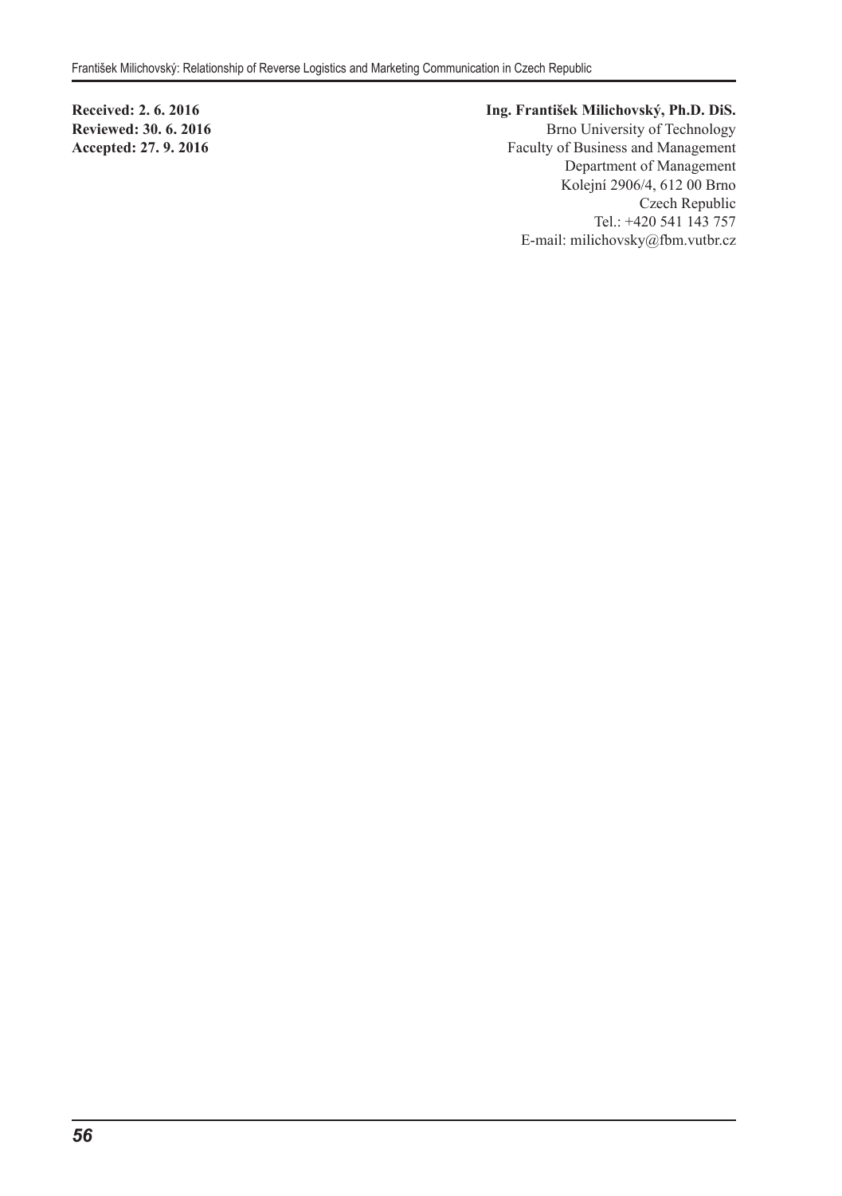**Received: 2. 6. 2016**
**Reviewed: 30. 6. 2016**
**Accepted: 27. 9. 2016**

**Ing. František Milichovský, Ph.D. DiS.**
Brno University of Technology
Faculty of Business and Management
Department of Management
Kolejní 2906/4, 612 00 Brno
Czech Republic
Tel.: +420 541 143 757
E-mail: milichovsky@fbm.vutbr.cz